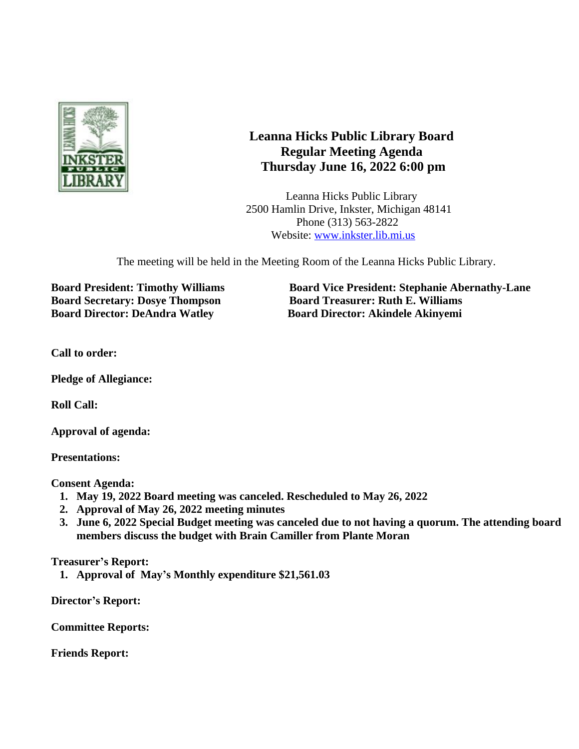# Leanna Hicks Public Library Board
## Regular Meeting Agenda
## Thursday June 16, 2022 6:00 pm

Leanna Hicks Public Library
2500 Hamlin Drive, Inkster, Michigan 48141
Phone (313) 563-2822
Website: [www.inkster.lib.mi.us](http://www.inkster.lib.mi.us)

The meeting will be held in the Meeting Room of the Leanna Hicks Public Library.

**Board President: Timothy Williams**
**Board Vice President: Stephanie Abernathy-Lane**
**Board Secretary: Dosye Thompson**
**Board Treasurer: Ruth E. Williams**
**Board Director: DeAndra Watley**
**Board Director: Akindele Akinyemi**

**Call to order:**

**Pledge of Allegiance:**

**Roll Call:**

**Approval of agenda:**

**Presentations:**

**Consent Agenda:**

1. **May 19, 2022 Board meeting was canceled. Rescheduled to May 26, 2022**
2. **Approval of May 26, 2022 meeting minutes**
3. **June 6, 2022 Special Budget meeting was canceled due to not having a quorum. The attending board members discuss the budget with Brain Camiller from Plante Moran**

**Treasurer's Report:**

1. **Approval of May's Monthly expenditure $21,561.03**

**Director's Report:**

**Committee Reports:**

**Friends Report:**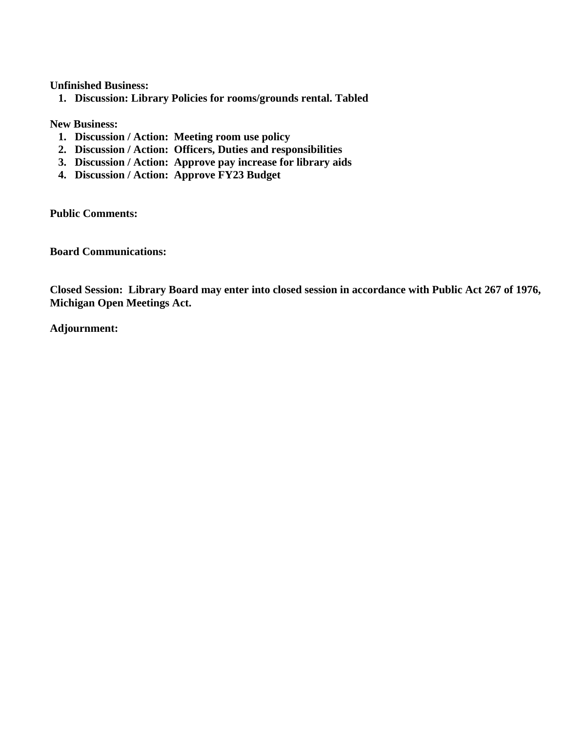**Unfinished Business:**

1. **Discussion: Library Policies for rooms/grounds rental. Tabled**

**New Business:**

1. **Discussion / Action: Meeting room use policy**
2. **Discussion / Action: Officers, Duties and responsibilities**
3. **Discussion / Action: Approve pay increase for library aids**
4. **Discussion / Action: Approve FY23 Budget**

**Public Comments:**

**Board Communications:**

**Closed Session: Library Board may enter into closed session in accordance with Public Act 267 of 1976, Michigan Open Meetings Act.**

**Adjournment:**